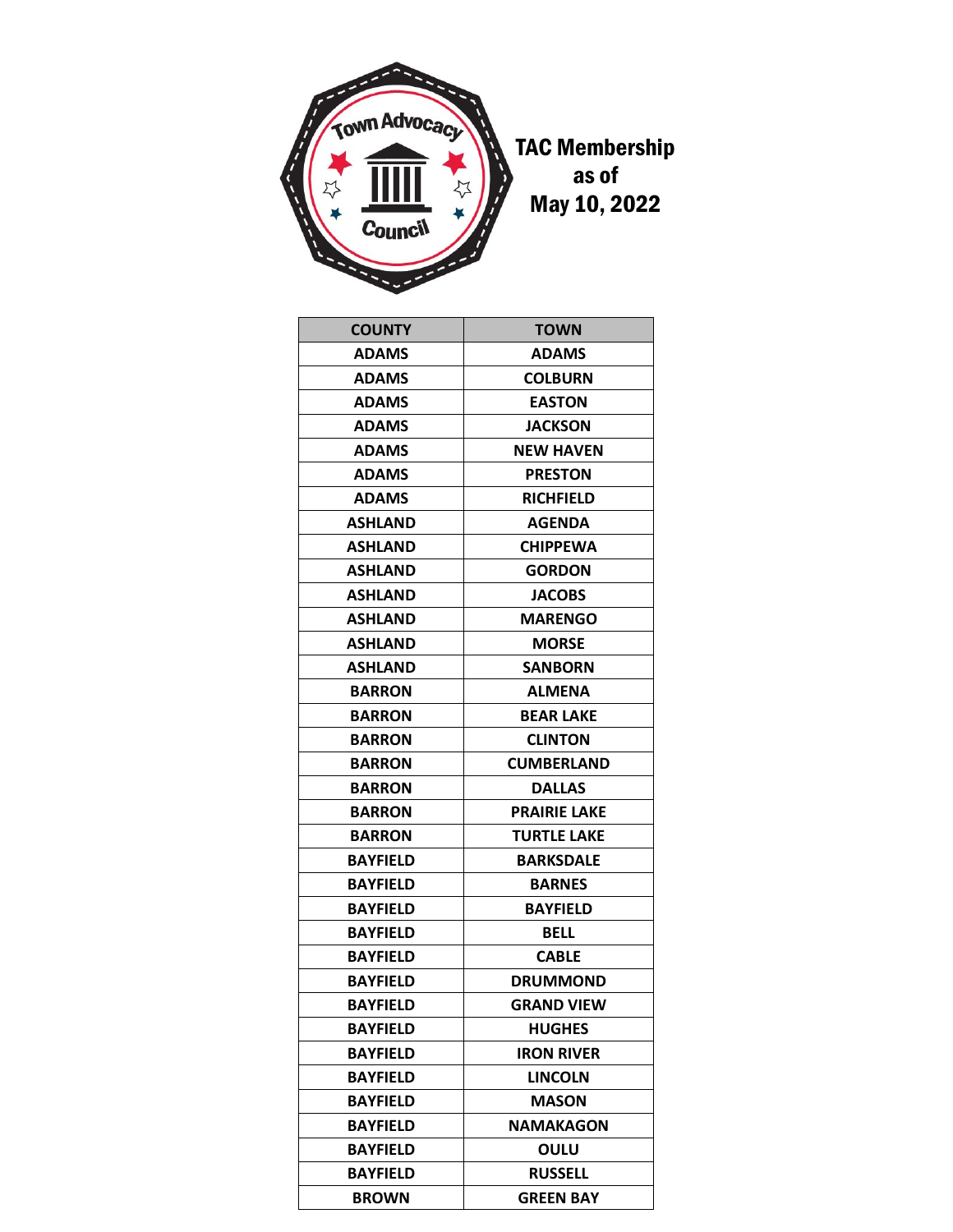# TAC Membership as of May 10, 2022

| COUNTY | TOWN |
|---|---|
| ADAMS | ADAMS |
| ADAMS | COLBURN |
| ADAMS | EASTON |
| ADAMS | JACKSON |
| ADAMS | NEW HAVEN |
| ADAMS | PRESTON |
| ADAMS | RICHFIELD |
| ASHLAND | AGENDA |
| ASHLAND | CHIPPEWA |
| ASHLAND | GORDON |
| ASHLAND | JACOBS |
| ASHLAND | MARENGO |
| ASHLAND | MORSE |
| ASHLAND | SANBORN |
| BARRON | ALMENA |
| BARRON | BEAR LAKE |
| BARRON | CLINTON |
| BARRON | CUMBERLAND |
| BARRON | DALLAS |
| BARRON | PRAIRIE LAKE |
| BARRON | TURTLE LAKE |
| BAYFIELD | BARKSDALE |
| BAYFIELD | BARNES |
| BAYFIELD | BAYFIELD |
| BAYFIELD | BELL |
| BAYFIELD | CABLE |
| BAYFIELD | DRUMMOND |
| BAYFIELD | GRAND VIEW |
| BAYFIELD | HUGHES |
| BAYFIELD | IRON RIVER |
| BAYFIELD | LINCOLN |
| BAYFIELD | MASON |
| BAYFIELD | NAMAKAGON |
| BAYFIELD | OULU |
| BAYFIELD | RUSSELL |
| BROWN | GREEN BAY |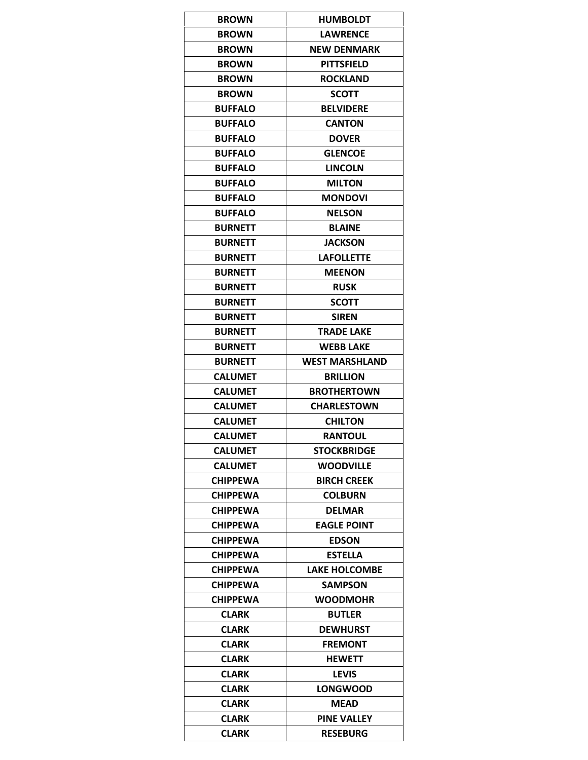| BROWN | HUMBOLDT |
|---|---|
| BROWN | LAWRENCE |
| BROWN | NEW DENMARK |
| BROWN | PITTSFIELD |
| BROWN | ROCKLAND |
| BROWN | SCOTT |
| BUFFALO | BELVIDERE |
| BUFFALO | CANTON |
| BUFFALO | DOVER |
| BUFFALO | GLENCOE |
| BUFFALO | LINCOLN |
| BUFFALO | MILTON |
| BUFFALO | MONDOVI |
| BUFFALO | NELSON |
| BURNETT | BLAINE |
| BURNETT | JACKSON |
| BURNETT | LAFOLLETTE |
| BURNETT | MEENON |
| BURNETT | RUSK |
| BURNETT | SCOTT |
| BURNETT | SIREN |
| BURNETT | TRADE LAKE |
| BURNETT | WEBB LAKE |
| BURNETT | WEST MARSHLAND |
| CALUMET | BRILLION |
| CALUMET | BROTHERTOWN |
| CALUMET | CHARLESTOWN |
| CALUMET | CHILTON |
| CALUMET | RANTOUL |
| CALUMET | STOCKBRIDGE |
| CALUMET | WOODVILLE |
| CHIPPEWA | BIRCH CREEK |
| CHIPPEWA | COLBURN |
| CHIPPEWA | DELMAR |
| CHIPPEWA | EAGLE POINT |
| CHIPPEWA | EDSON |
| CHIPPEWA | ESTELLA |
| CHIPPEWA | LAKE HOLCOMBE |
| CHIPPEWA | SAMPSON |
| CHIPPEWA | WOODMOHR |
| CLARK | BUTLER |
| CLARK | DEWHURST |
| CLARK | FREMONT |
| CLARK | HEWETT |
| CLARK | LEVIS |
| CLARK | LONGWOOD |
| CLARK | MEAD |
| CLARK | PINE VALLEY |
| CLARK | RESEBURG |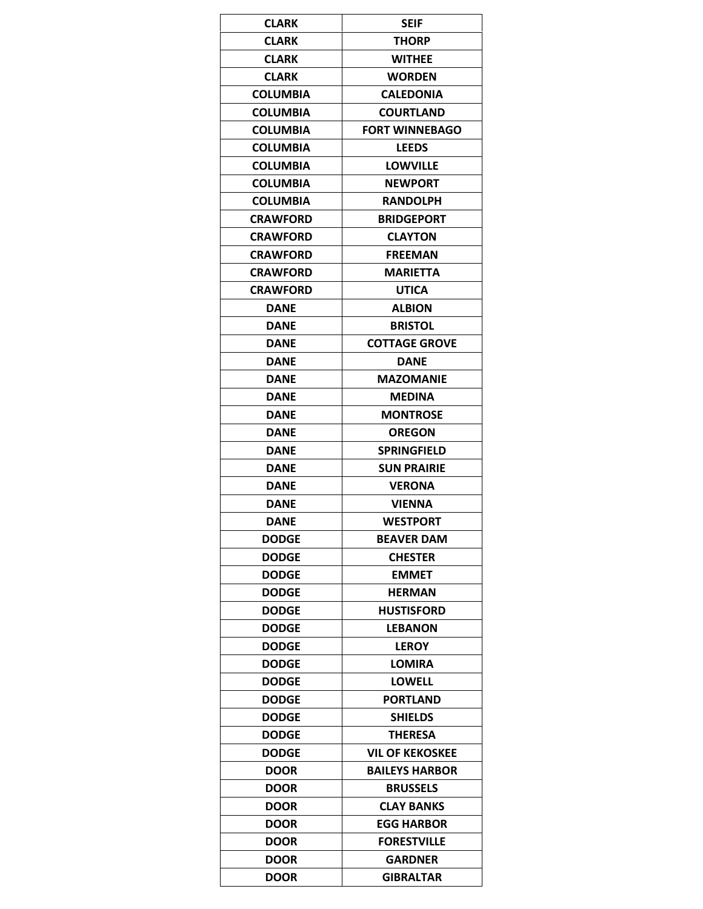| CLARK | SEIF |
|---|---|
| CLARK | THORP |
| CLARK | WITHEE |
| CLARK | WORDEN |
| COLUMBIA | CALEDONIA |
| COLUMBIA | COURTLAND |
| COLUMBIA | FORT WINNEBAGO |
| COLUMBIA | LEEDS |
| COLUMBIA | LOWVILLE |
| COLUMBIA | NEWPORT |
| COLUMBIA | RANDOLPH |
| CRAWFORD | BRIDGEPORT |
| CRAWFORD | CLAYTON |
| CRAWFORD | FREEMAN |
| CRAWFORD | MARIETTA |
| CRAWFORD | UTICA |
| DANE | ALBION |
| DANE | BRISTOL |
| DANE | COTTAGE GROVE |
| DANE | DANE |
| DANE | MAZOMANIE |
| DANE | MEDINA |
| DANE | MONTROSE |
| DANE | OREGON |
| DANE | SPRINGFIELD |
| DANE | SUN PRAIRIE |
| DANE | VERONA |
| DANE | VIENNA |
| DANE | WESTPORT |
| DODGE | BEAVER DAM |
| DODGE | CHESTER |
| DODGE | EMMET |
| DODGE | HERMAN |
| DODGE | HUSTISFORD |
| DODGE | LEBANON |
| DODGE | LEROY |
| DODGE | LOMIRA |
| DODGE | LOWELL |
| DODGE | PORTLAND |
| DODGE | SHIELDS |
| DODGE | THERESA |
| DODGE | VIL OF KEKOSKEE |
| DOOR | BAILEYS HARBOR |
| DOOR | BRUSSELS |
| DOOR | CLAY BANKS |
| DOOR | EGG HARBOR |
| DOOR | FORESTVILLE |
| DOOR | GARDNER |
| DOOR | GIBRALTAR |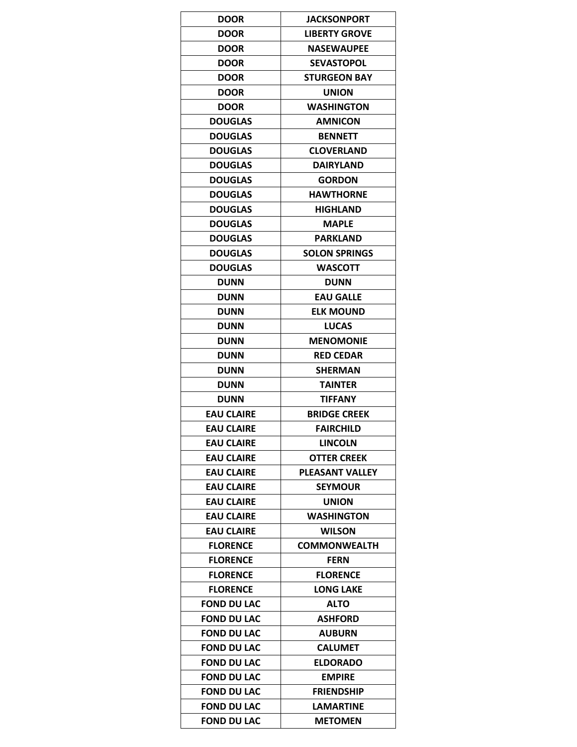| DOOR | JACKSONPORT |
| --- | --- |
| DOOR | LIBERTY GROVE |
| DOOR | NASEWAUPEE |
| DOOR | SEVASTOPOL |
| DOOR | STURGEON BAY |
| DOOR | UNION |
| DOOR | WASHINGTON |
| DOUGLAS | AMNICON |
| DOUGLAS | BENNETT |
| DOUGLAS | CLOVERLAND |
| DOUGLAS | DAIRYLAND |
| DOUGLAS | GORDON |
| DOUGLAS | HAWTHORNE |
| DOUGLAS | HIGHLAND |
| DOUGLAS | MAPLE |
| DOUGLAS | PARKLAND |
| DOUGLAS | SOLON SPRINGS |
| DOUGLAS | WASCOTT |
| DUNN | DUNN |
| DUNN | EAU GALLE |
| DUNN | ELK MOUND |
| DUNN | LUCAS |
| DUNN | MENOMONIE |
| DUNN | RED CEDAR |
| DUNN | SHERMAN |
| DUNN | TAINTER |
| DUNN | TIFFANY |
| EAU CLAIRE | BRIDGE CREEK |
| EAU CLAIRE | FAIRCHILD |
| EAU CLAIRE | LINCOLN |
| EAU CLAIRE | OTTER CREEK |
| EAU CLAIRE | PLEASANT VALLEY |
| EAU CLAIRE | SEYMOUR |
| EAU CLAIRE | UNION |
| EAU CLAIRE | WASHINGTON |
| EAU CLAIRE | WILSON |
| FLORENCE | COMMONWEALTH |
| FLORENCE | FERN |
| FLORENCE | FLORENCE |
| FLORENCE | LONG LAKE |
| FOND DU LAC | ALTO |
| FOND DU LAC | ASHFORD |
| FOND DU LAC | AUBURN |
| FOND DU LAC | CALUMET |
| FOND DU LAC | ELDORADO |
| FOND DU LAC | EMPIRE |
| FOND DU LAC | FRIENDSHIP |
| FOND DU LAC | LAMARTINE |
| FOND DU LAC | METOMEN |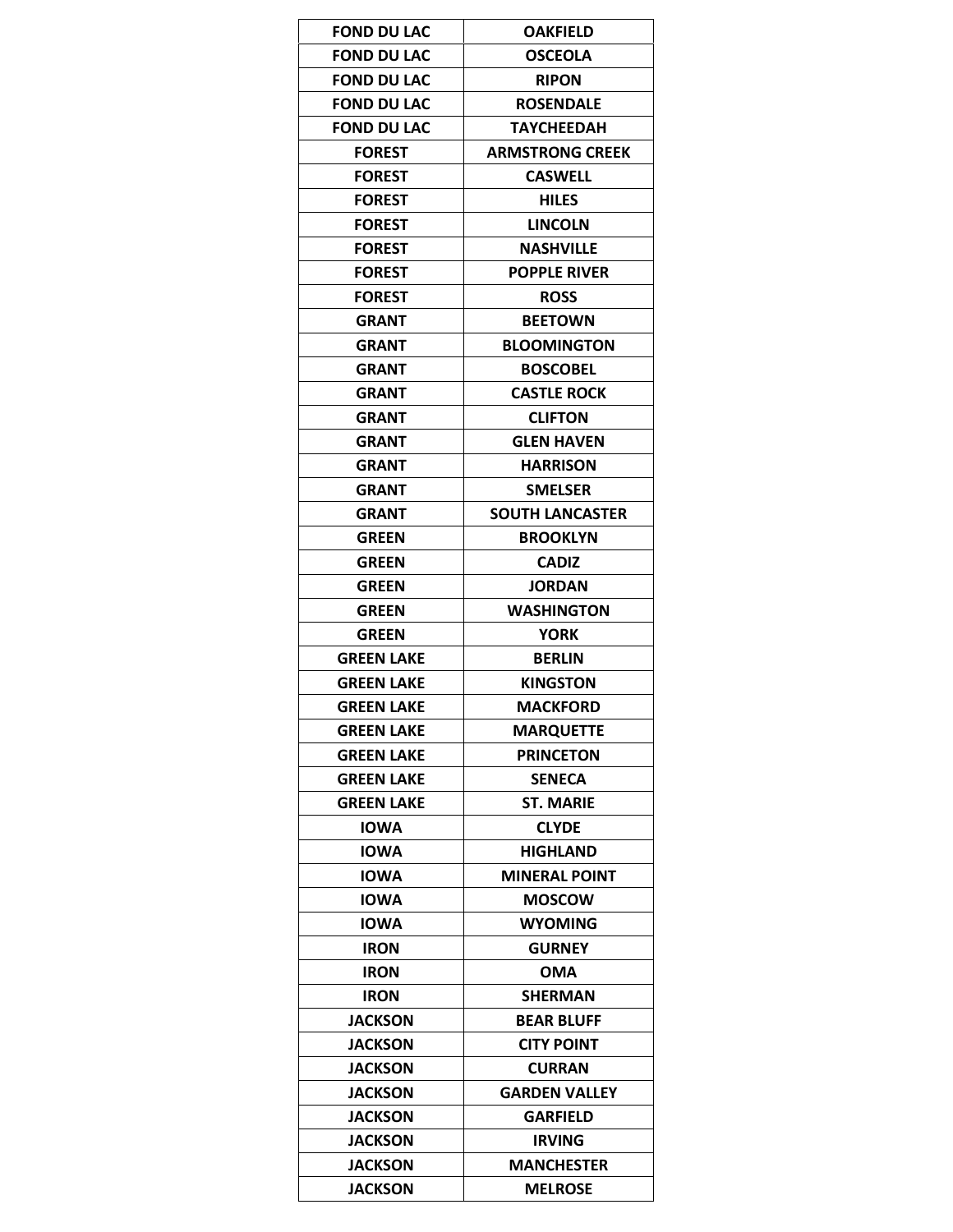| FOND DU LAC | OAKFIELD |
|---|---|
| FOND DU LAC | OSCEOLA |
| FOND DU LAC | RIPON |
| FOND DU LAC | ROSENDALE |
| FOND DU LAC | TAYCHEEDAH |
| FOREST | ARMSTRONG CREEK |
| FOREST | CASWELL |
| FOREST | HILES |
| FOREST | LINCOLN |
| FOREST | NASHVILLE |
| FOREST | POPPLE RIVER |
| FOREST | ROSS |
| GRANT | BEETOWN |
| GRANT | BLOOMINGTON |
| GRANT | BOSCOBEL |
| GRANT | CASTLE ROCK |
| GRANT | CLIFTON |
| GRANT | GLEN HAVEN |
| GRANT | HARRISON |
| GRANT | SMELSER |
| GRANT | SOUTH LANCASTER |
| GREEN | BROOKLYN |
| GREEN | CADIZ |
| GREEN | JORDAN |
| GREEN | WASHINGTON |
| GREEN | YORK |
| GREEN LAKE | BERLIN |
| GREEN LAKE | KINGSTON |
| GREEN LAKE | MACKFORD |
| GREEN LAKE | MARQUETTE |
| GREEN LAKE | PRINCETON |
| GREEN LAKE | SENECA |
| GREEN LAKE | ST. MARIE |
| IOWA | CLYDE |
| IOWA | HIGHLAND |
| IOWA | MINERAL POINT |
| IOWA | MOSCOW |
| IOWA | WYOMING |
| IRON | GURNEY |
| IRON | OMA |
| IRON | SHERMAN |
| JACKSON | BEAR BLUFF |
| JACKSON | CITY POINT |
| JACKSON | CURRAN |
| JACKSON | GARDEN VALLEY |
| JACKSON | GARFIELD |
| JACKSON | IRVING |
| JACKSON | MANCHESTER |
| JACKSON | MELROSE |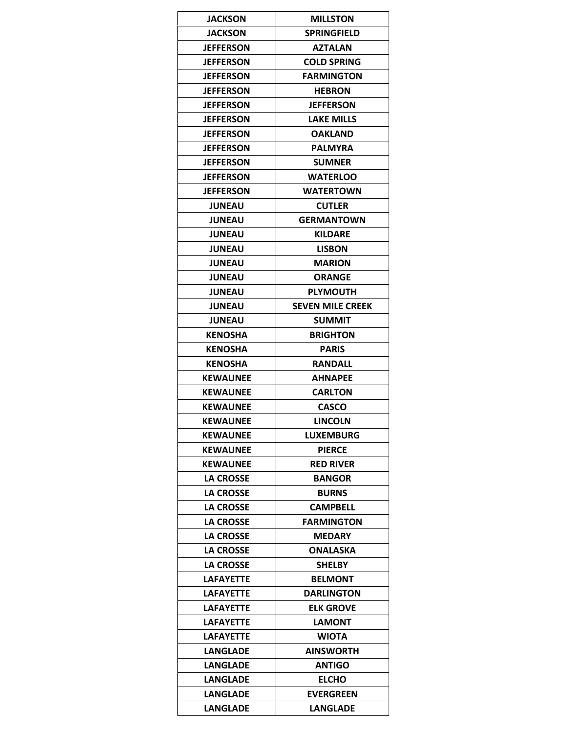| JACKSON | MILLSTON |
|---|---|
| JACKSON | SPRINGFIELD |
| JEFFERSON | AZTALAN |
| JEFFERSON | COLD SPRING |
| JEFFERSON | FARMINGTON |
| JEFFERSON | HEBRON |
| JEFFERSON | JEFFERSON |
| JEFFERSON | LAKE MILLS |
| JEFFERSON | OAKLAND |
| JEFFERSON | PALMYRA |
| JEFFERSON | SUMNER |
| JEFFERSON | WATERLOO |
| JEFFERSON | WATERTOWN |
| JUNEAU | CUTLER |
| JUNEAU | GERMANTOWN |
| JUNEAU | KILDARE |
| JUNEAU | LISBON |
| JUNEAU | MARION |
| JUNEAU | ORANGE |
| JUNEAU | PLYMOUTH |
| JUNEAU | SEVEN MILE CREEK |
| JUNEAU | SUMMIT |
| KENOSHA | BRIGHTON |
| KENOSHA | PARIS |
| KENOSHA | RANDALL |
| KEWAUNEE | AHNAPEE |
| KEWAUNEE | CARLTON |
| KEWAUNEE | CASCO |
| KEWAUNEE | LINCOLN |
| KEWAUNEE | LUXEMBURG |
| KEWAUNEE | PIERCE |
| KEWAUNEE | RED RIVER |
| LA CROSSE | BANGOR |
| LA CROSSE | BURNS |
| LA CROSSE | CAMPBELL |
| LA CROSSE | FARMINGTON |
| LA CROSSE | MEDARY |
| LA CROSSE | ONALASKA |
| LA CROSSE | SHELBY |
| LAFAYETTE | BELMONT |
| LAFAYETTE | DARLINGTON |
| LAFAYETTE | ELK GROVE |
| LAFAYETTE | LAMONT |
| LAFAYETTE | WIOTA |
| LANGLADE | AINSWORTH |
| LANGLADE | ANTIGO |
| LANGLADE | ELCHO |
| LANGLADE | EVERGREEN |
| LANGLADE | LANGLADE |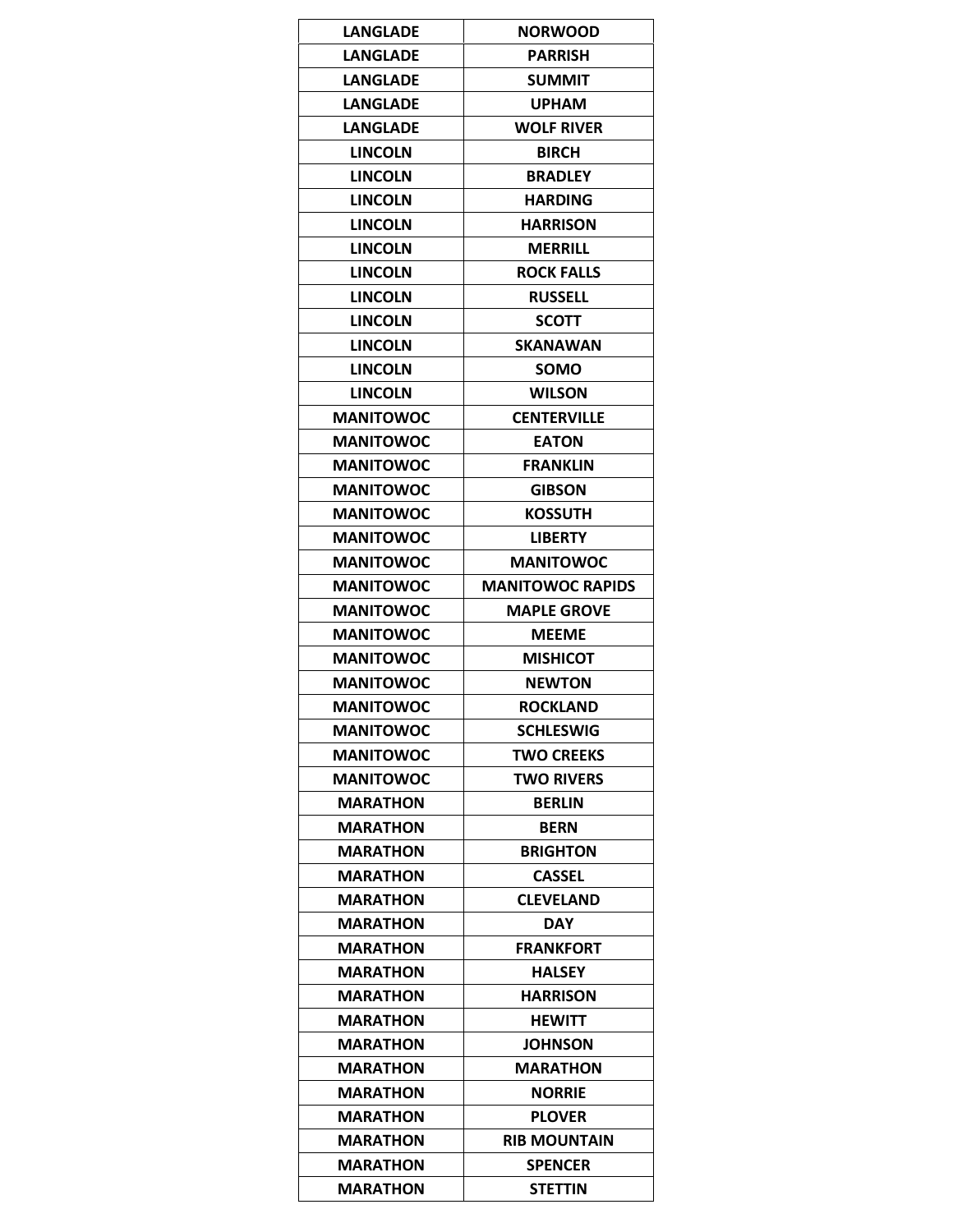| LANGLADE | NORWOOD |
|---|---|
| LANGLADE | PARRISH |
| LANGLADE | SUMMIT |
| LANGLADE | UPHAM |
| LANGLADE | WOLF RIVER |
| LINCOLN | BIRCH |
| LINCOLN | BRADLEY |
| LINCOLN | HARDING |
| LINCOLN | HARRISON |
| LINCOLN | MERRILL |
| LINCOLN | ROCK FALLS |
| LINCOLN | RUSSELL |
| LINCOLN | SCOTT |
| LINCOLN | SKANAWAN |
| LINCOLN | SOMO |
| LINCOLN | WILSON |
| MANITOWOC | CENTERVILLE |
| MANITOWOC | EATON |
| MANITOWOC | FRANKLIN |
| MANITOWOC | GIBSON |
| MANITOWOC | KOSSUTH |
| MANITOWOC | LIBERTY |
| MANITOWOC | MANITOWOC |
| MANITOWOC | MANITOWOC RAPIDS |
| MANITOWOC | MAPLE GROVE |
| MANITOWOC | MEEME |
| MANITOWOC | MISHICOT |
| MANITOWOC | NEWTON |
| MANITOWOC | ROCKLAND |
| MANITOWOC | SCHLESWIG |
| MANITOWOC | TWO CREEKS |
| MANITOWOC | TWO RIVERS |
| MARATHON | BERLIN |
| MARATHON | BERN |
| MARATHON | BRIGHTON |
| MARATHON | CASSEL |
| MARATHON | CLEVELAND |
| MARATHON | DAY |
| MARATHON | FRANKFORT |
| MARATHON | HALSEY |
| MARATHON | HARRISON |
| MARATHON | HEWITT |
| MARATHON | JOHNSON |
| MARATHON | MARATHON |
| MARATHON | NORRIE |
| MARATHON | PLOVER |
| MARATHON | RIB MOUNTAIN |
| MARATHON | SPENCER |
| MARATHON | STETTIN |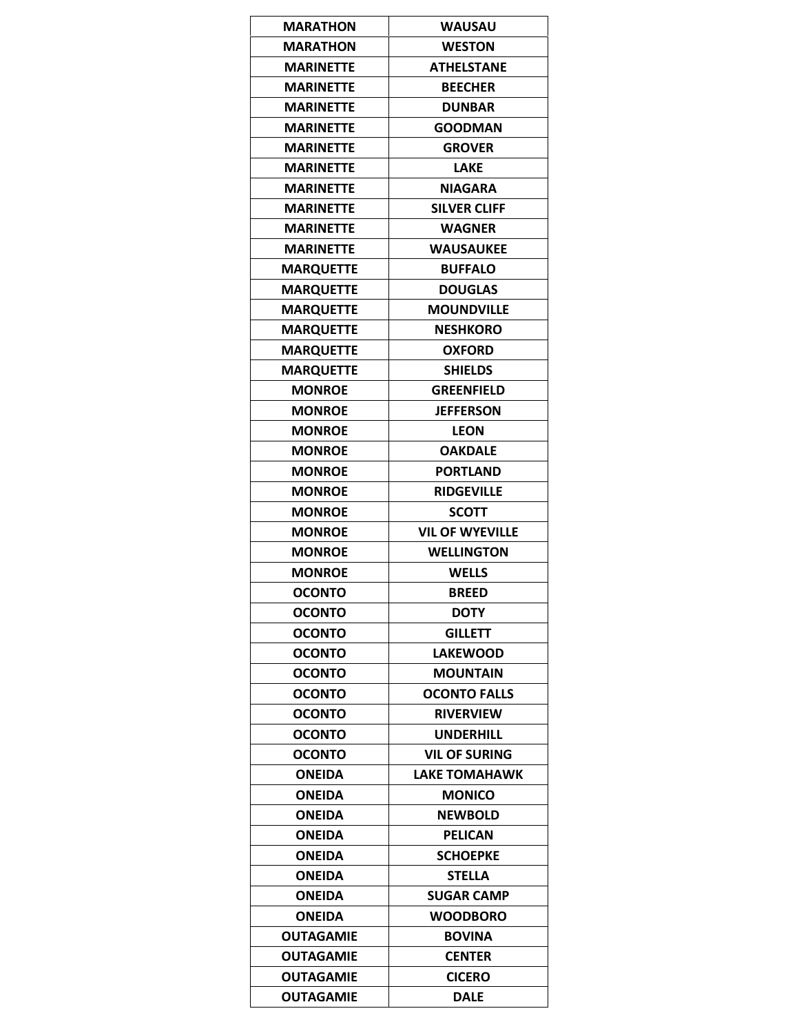| MARATHON | WAUSAU |
|---|---|
| MARATHON | WESTON |
| MARINETTE | ATHELSTANE |
| MARINETTE | BEECHER |
| MARINETTE | DUNBAR |
| MARINETTE | GOODMAN |
| MARINETTE | GROVER |
| MARINETTE | LAKE |
| MARINETTE | NIAGARA |
| MARINETTE | SILVER CLIFF |
| MARINETTE | WAGNER |
| MARINETTE | WAUSAUKEE |
| MARQUETTE | BUFFALO |
| MARQUETTE | DOUGLAS |
| MARQUETTE | MOUNDVILLE |
| MARQUETTE | NESHKORO |
| MARQUETTE | OXFORD |
| MARQUETTE | SHIELDS |
| MONROE | GREENFIELD |
| MONROE | JEFFERSON |
| MONROE | LEON |
| MONROE | OAKDALE |
| MONROE | PORTLAND |
| MONROE | RIDGEVILLE |
| MONROE | SCOTT |
| MONROE | VIL OF WYEVILLE |
| MONROE | WELLINGTON |
| MONROE | WELLS |
| OCONTO | BREED |
| OCONTO | DOTY |
| OCONTO | GILLETT |
| OCONTO | LAKEWOOD |
| OCONTO | MOUNTAIN |
| OCONTO | OCONTO FALLS |
| OCONTO | RIVERVIEW |
| OCONTO | UNDERHILL |
| OCONTO | VIL OF SURING |
| ONEIDA | LAKE TOMAHAWK |
| ONEIDA | MONICO |
| ONEIDA | NEWBOLD |
| ONEIDA | PELICAN |
| ONEIDA | SCHOEPKE |
| ONEIDA | STELLA |
| ONEIDA | SUGAR CAMP |
| ONEIDA | WOODBORO |
| OUTAGAMIE | BOVINA |
| OUTAGAMIE | CENTER |
| OUTAGAMIE | CICERO |
| OUTAGAMIE | DALE |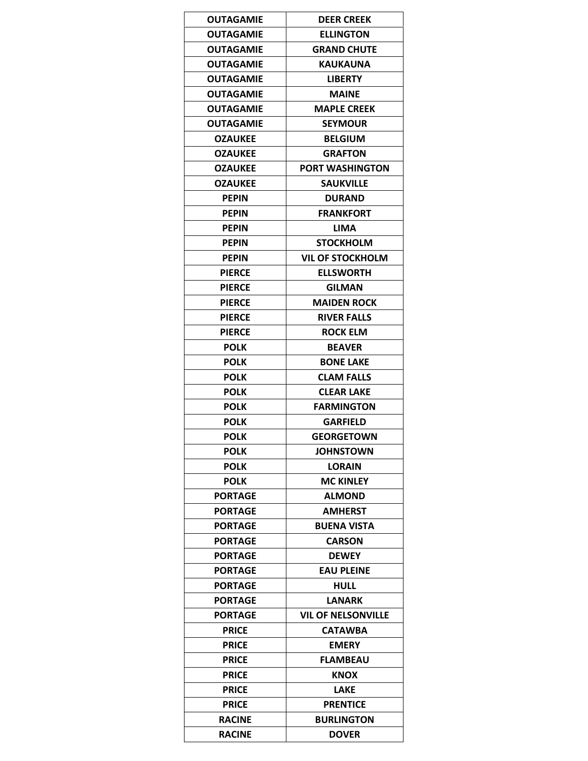| OUTAGAMIE | DEER CREEK |
|---|---|
| OUTAGAMIE | ELLINGTON |
| OUTAGAMIE | GRAND CHUTE |
| OUTAGAMIE | KAUKAUNA |
| OUTAGAMIE | LIBERTY |
| OUTAGAMIE | MAINE |
| OUTAGAMIE | MAPLE CREEK |
| OUTAGAMIE | SEYMOUR |
| OZAUKEE | BELGIUM |
| OZAUKEE | GRAFTON |
| OZAUKEE | PORT WASHINGTON |
| OZAUKEE | SAUKVILLE |
| PEPIN | DURAND |
| PEPIN | FRANKFORT |
| PEPIN | LIMA |
| PEPIN | STOCKHOLM |
| PEPIN | VIL OF STOCKHOLM |
| PIERCE | ELLSWORTH |
| PIERCE | GILMAN |
| PIERCE | MAIDEN ROCK |
| PIERCE | RIVER FALLS |
| PIERCE | ROCK ELM |
| POLK | BEAVER |
| POLK | BONE LAKE |
| POLK | CLAM FALLS |
| POLK | CLEAR LAKE |
| POLK | FARMINGTON |
| POLK | GARFIELD |
| POLK | GEORGETOWN |
| POLK | JOHNSTOWN |
| POLK | LORAIN |
| POLK | MC KINLEY |
| PORTAGE | ALMOND |
| PORTAGE | AMHERST |
| PORTAGE | BUENA VISTA |
| PORTAGE | CARSON |
| PORTAGE | DEWEY |
| PORTAGE | EAU PLEINE |
| PORTAGE | HULL |
| PORTAGE | LANARK |
| PORTAGE | VIL OF NELSONVILLE |
| PRICE | CATAWBA |
| PRICE | EMERY |
| PRICE | FLAMBEAU |
| PRICE | KNOX |
| PRICE | LAKE |
| PRICE | PRENTICE |
| RACINE | BURLINGTON |
| RACINE | DOVER |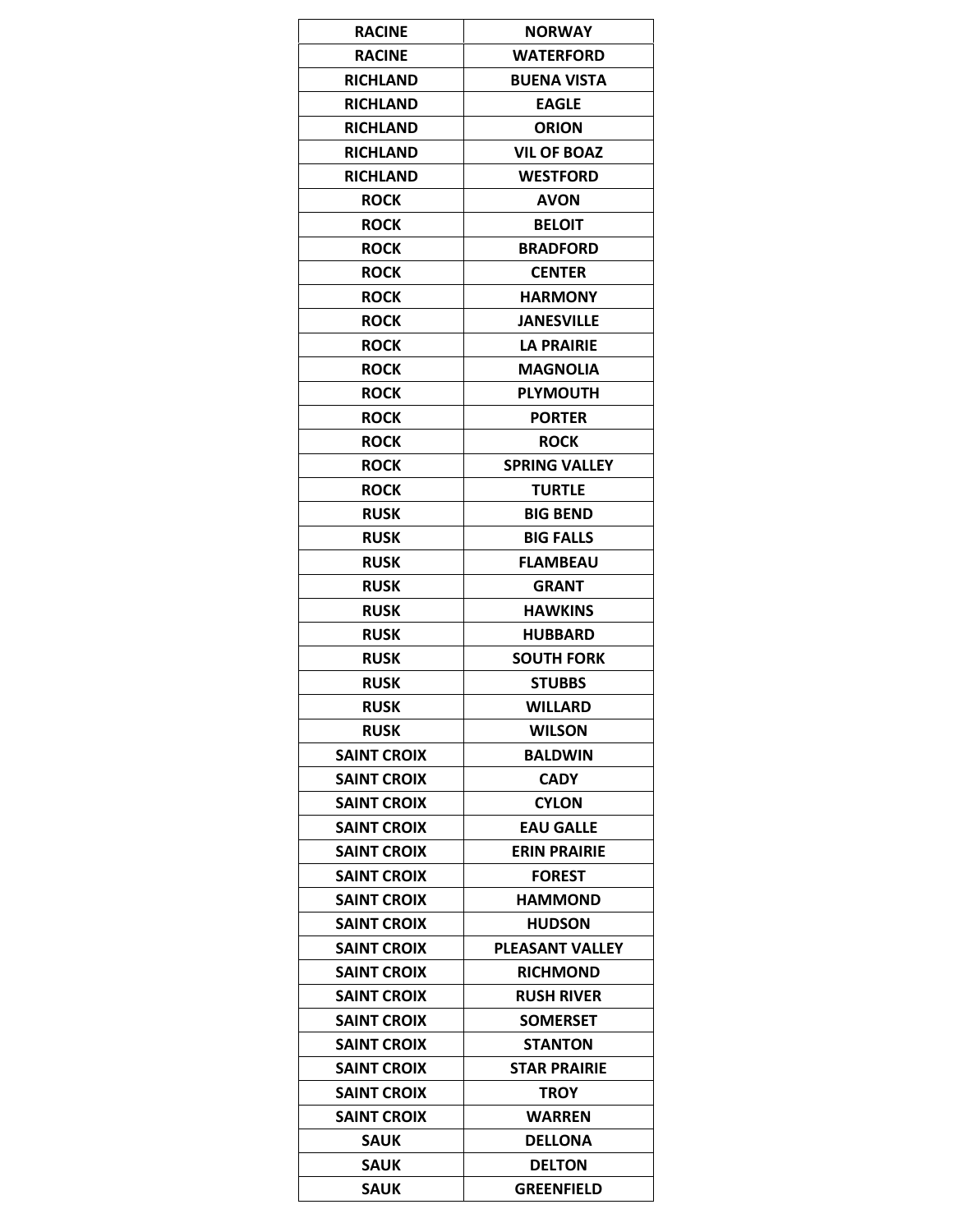| RACINE | NORWAY |
|---|---|
| RACINE | WATERFORD |
| RICHLAND | BUENA VISTA |
| RICHLAND | EAGLE |
| RICHLAND | ORION |
| RICHLAND | VIL OF BOAZ |
| RICHLAND | WESTFORD |
| ROCK | AVON |
| ROCK | BELOIT |
| ROCK | BRADFORD |
| ROCK | CENTER |
| ROCK | HARMONY |
| ROCK | JANESVILLE |
| ROCK | LA PRAIRIE |
| ROCK | MAGNOLIA |
| ROCK | PLYMOUTH |
| ROCK | PORTER |
| ROCK | ROCK |
| ROCK | SPRING VALLEY |
| ROCK | TURTLE |
| RUSK | BIG BEND |
| RUSK | BIG FALLS |
| RUSK | FLAMBEAU |
| RUSK | GRANT |
| RUSK | HAWKINS |
| RUSK | HUBBARD |
| RUSK | SOUTH FORK |
| RUSK | STUBBS |
| RUSK | WILLARD |
| RUSK | WILSON |
| SAINT CROIX | BALDWIN |
| SAINT CROIX | CADY |
| SAINT CROIX | CYLON |
| SAINT CROIX | EAU GALLE |
| SAINT CROIX | ERIN PRAIRIE |
| SAINT CROIX | FOREST |
| SAINT CROIX | HAMMOND |
| SAINT CROIX | HUDSON |
| SAINT CROIX | PLEASANT VALLEY |
| SAINT CROIX | RICHMOND |
| SAINT CROIX | RUSH RIVER |
| SAINT CROIX | SOMERSET |
| SAINT CROIX | STANTON |
| SAINT CROIX | STAR PRAIRIE |
| SAINT CROIX | TROY |
| SAINT CROIX | WARREN |
| SAUK | DELLONA |
| SAUK | DELTON |
| SAUK | GREENFIELD |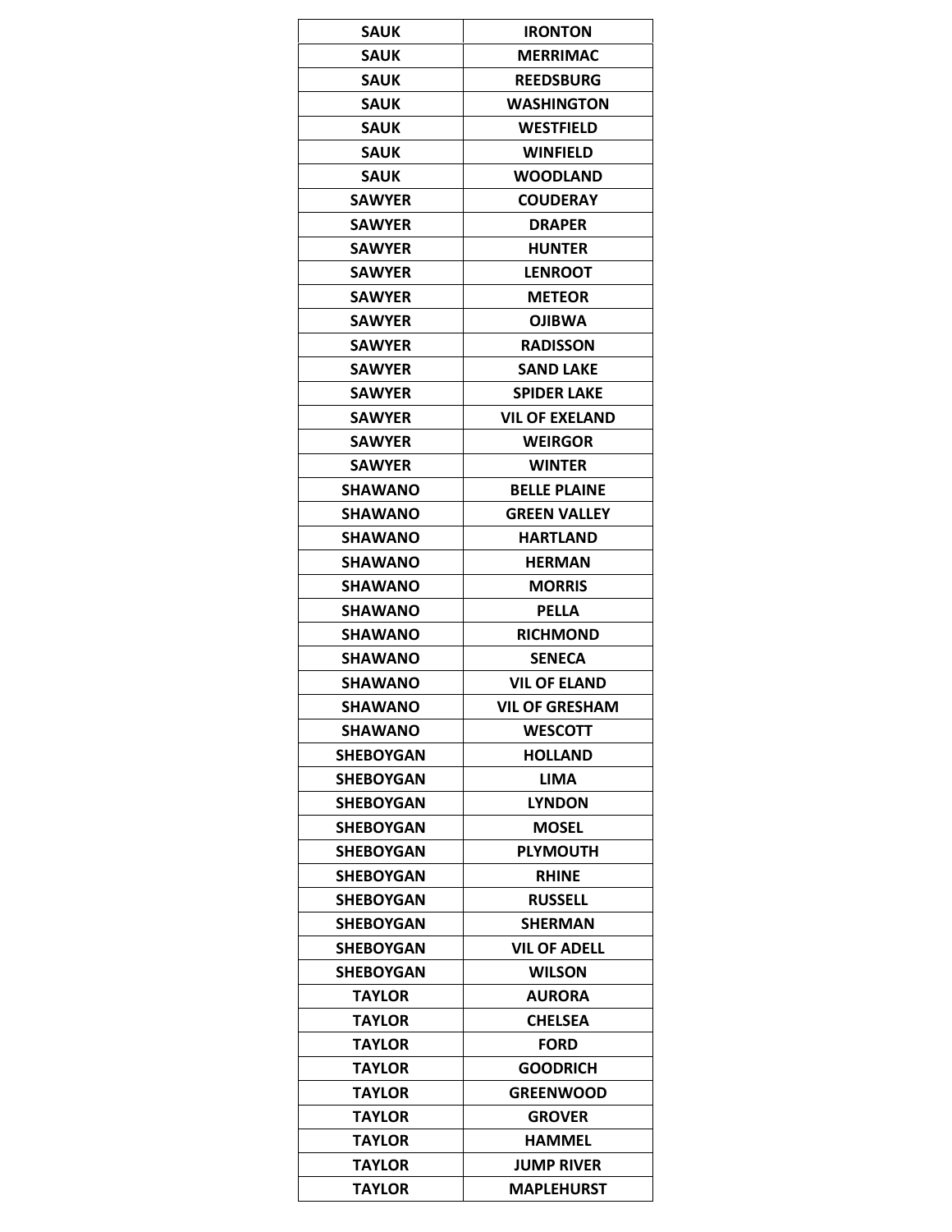| SAUK | IRONTON |
|---|---|
| SAUK | MERRIMAC |
| SAUK | REEDSBURG |
| SAUK | WASHINGTON |
| SAUK | WESTFIELD |
| SAUK | WINFIELD |
| SAUK | WOODLAND |
| SAWYER | COUDERAY |
| SAWYER | DRAPER |
| SAWYER | HUNTER |
| SAWYER | LENROOT |
| SAWYER | METEOR |
| SAWYER | OJIBWA |
| SAWYER | RADISSON |
| SAWYER | SAND LAKE |
| SAWYER | SPIDER LAKE |
| SAWYER | VIL OF EXELAND |
| SAWYER | WEIRGOR |
| SAWYER | WINTER |
| SHAWANO | BELLE PLAINE |
| SHAWANO | GREEN VALLEY |
| SHAWANO | HARTLAND |
| SHAWANO | HERMAN |
| SHAWANO | MORRIS |
| SHAWANO | PELLA |
| SHAWANO | RICHMOND |
| SHAWANO | SENECA |
| SHAWANO | VIL OF ELAND |
| SHAWANO | VIL OF GRESHAM |
| SHAWANO | WESCOTT |
| SHEBOYGAN | HOLLAND |
| SHEBOYGAN | LIMA |
| SHEBOYGAN | LYNDON |
| SHEBOYGAN | MOSEL |
| SHEBOYGAN | PLYMOUTH |
| SHEBOYGAN | RHINE |
| SHEBOYGAN | RUSSELL |
| SHEBOYGAN | SHERMAN |
| SHEBOYGAN | VIL OF ADELL |
| SHEBOYGAN | WILSON |
| TAYLOR | AURORA |
| TAYLOR | CHELSEA |
| TAYLOR | FORD |
| TAYLOR | GOODRICH |
| TAYLOR | GREENWOOD |
| TAYLOR | GROVER |
| TAYLOR | HAMMEL |
| TAYLOR | JUMP RIVER |
| TAYLOR | MAPLEHURST |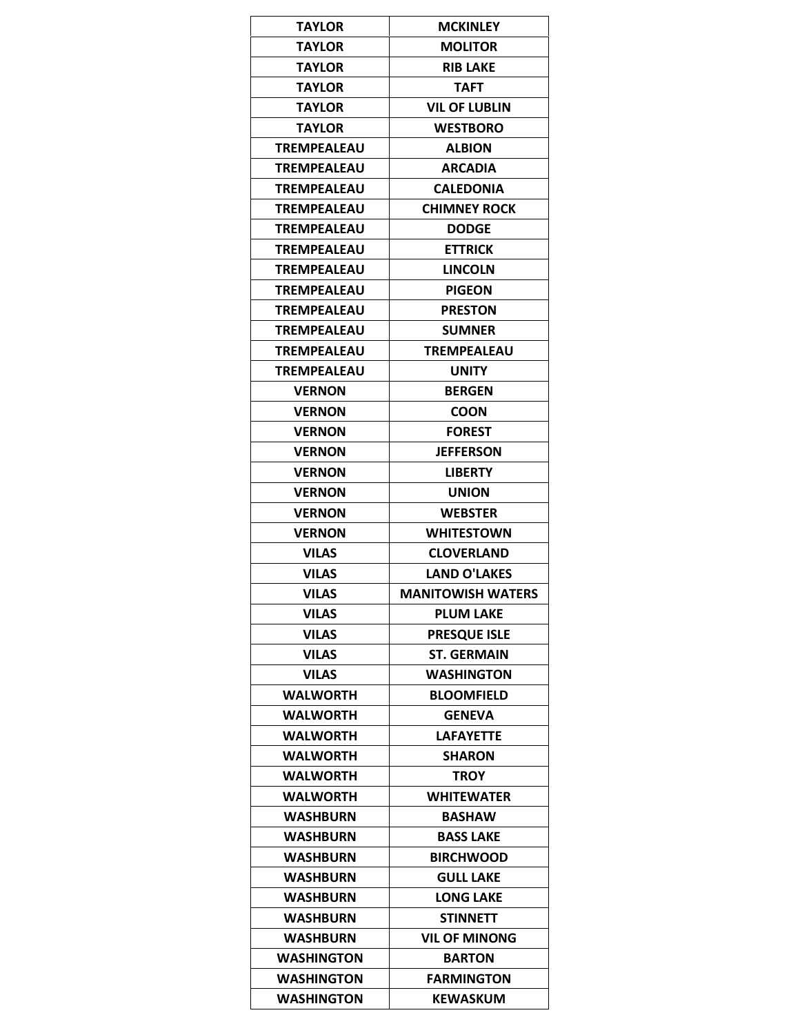| TAYLOR | MCKINLEY |
|---|---|
| TAYLOR | MOLITOR |
| TAYLOR | RIB LAKE |
| TAYLOR | TAFT |
| TAYLOR | VIL OF LUBLIN |
| TAYLOR | WESTBORO |
| TREMPEALEAU | ALBION |
| TREMPEALEAU | ARCADIA |
| TREMPEALEAU | CALEDONIA |
| TREMPEALEAU | CHIMNEY ROCK |
| TREMPEALEAU | DODGE |
| TREMPEALEAU | ETTRICK |
| TREMPEALEAU | LINCOLN |
| TREMPEALEAU | PIGEON |
| TREMPEALEAU | PRESTON |
| TREMPEALEAU | SUMNER |
| TREMPEALEAU | TREMPEALEAU |
| TREMPEALEAU | UNITY |
| VERNON | BERGEN |
| VERNON | COON |
| VERNON | FOREST |
| VERNON | JEFFERSON |
| VERNON | LIBERTY |
| VERNON | UNION |
| VERNON | WEBSTER |
| VERNON | WHITESTOWN |
| VILAS | CLOVERLAND |
| VILAS | LAND O'LAKES |
| VILAS | MANITOWISH WATERS |
| VILAS | PLUM LAKE |
| VILAS | PRESQUE ISLE |
| VILAS | ST. GERMAIN |
| VILAS | WASHINGTON |
| WALWORTH | BLOOMFIELD |
| WALWORTH | GENEVA |
| WALWORTH | LAFAYETTE |
| WALWORTH | SHARON |
| WALWORTH | TROY |
| WALWORTH | WHITEWATER |
| WASHBURN | BASHAW |
| WASHBURN | BASS LAKE |
| WASHBURN | BIRCHWOOD |
| WASHBURN | GULL LAKE |
| WASHBURN | LONG LAKE |
| WASHBURN | STINNETT |
| WASHBURN | VIL OF MINONG |
| WASHINGTON | BARTON |
| WASHINGTON | FARMINGTON |
| WASHINGTON | KEWASKUM |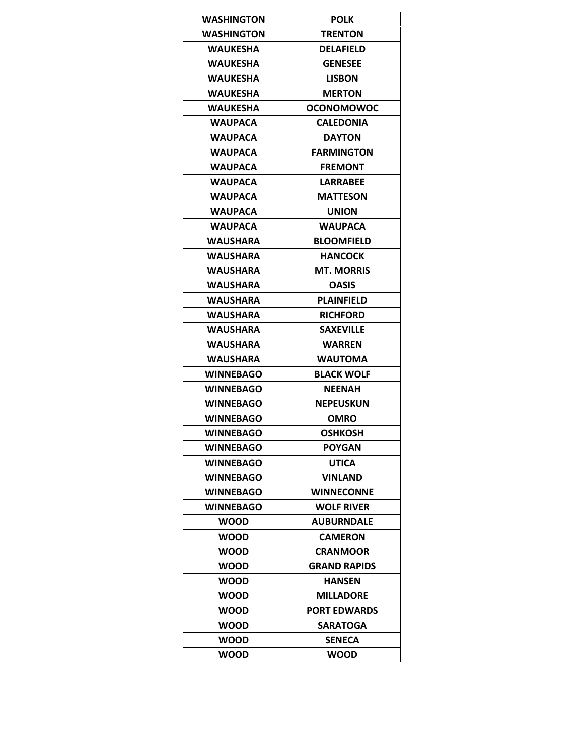| | |
|---|---|
| WASHINGTON | POLK |
| WASHINGTON | TRENTON |
| WAUKESHA | DELAFIELD |
| WAUKESHA | GENESEE |
| WAUKESHA | LISBON |
| WAUKESHA | MERTON |
| WAUKESHA | OCONOMOWOC |
| WAUPACA | CALEDONIA |
| WAUPACA | DAYTON |
| WAUPACA | FARMINGTON |
| WAUPACA | FREMONT |
| WAUPACA | LARRABEE |
| WAUPACA | MATTESON |
| WAUPACA | UNION |
| WAUPACA | WAUPACA |
| WAUSHARA | BLOOMFIELD |
| WAUSHARA | HANCOCK |
| WAUSHARA | MT. MORRIS |
| WAUSHARA | OASIS |
| WAUSHARA | PLAINFIELD |
| WAUSHARA | RICHFORD |
| WAUSHARA | SAXEVILLE |
| WAUSHARA | WARREN |
| WAUSHARA | WAUTOMA |
| WINNEBAGO | BLACK WOLF |
| WINNEBAGO | NEENAH |
| WINNEBAGO | NEPEUSKUN |
| WINNEBAGO | OMRO |
| WINNEBAGO | OSHKOSH |
| WINNEBAGO | POYGAN |
| WINNEBAGO | UTICA |
| WINNEBAGO | VINLAND |
| WINNEBAGO | WINNECONNE |
| WINNEBAGO | WOLF RIVER |
| WOOD | AUBURNDALE |
| WOOD | CAMERON |
| WOOD | CRANMOOR |
| WOOD | GRAND RAPIDS |
| WOOD | HANSEN |
| WOOD | MILLADORE |
| WOOD | PORT EDWARDS |
| WOOD | SARATOGA |
| WOOD | SENECA |
| WOOD | WOOD |